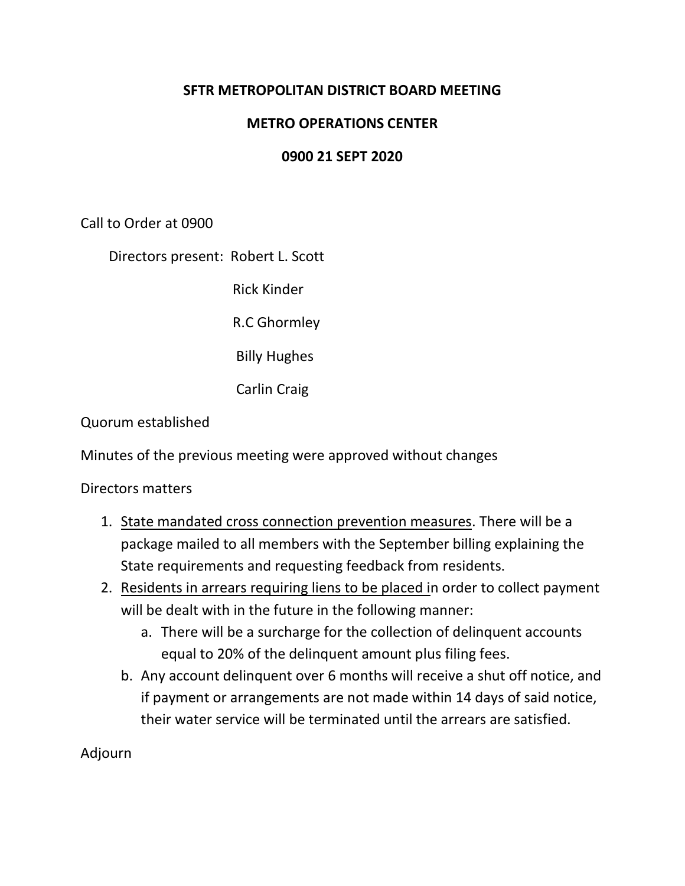**SFTR METROPOLITAN DISTRICT BOARD MEETING**

**METRO OPERATIONS CENTER**

**0900 21 SEPT 2020**

Call to Order at 0900

Directors present: Robert L. Scott
Rick Kinder
R.C Ghormley
Billy Hughes
Carlin Craig

Quorum established

Minutes of the previous meeting were approved without changes

Directors matters

1. <u>State mandated cross connection prevention measures</u>. There will be a package mailed to all members with the September billing explaining the State requirements and requesting feedback from residents.
2. <u>Residents in arrears requiring liens to be placed i</u>n order to collect payment will be dealt with in the future in the following manner:
   a. There will be a surcharge for the collection of delinquent accounts equal to 20% of the delinquent amount plus filing fees.
   b. Any account delinquent over 6 months will receive a shut off notice, and if payment or arrangements are not made within 14 days of said notice, their water service will be terminated until the arrears are satisfied.

Adjourn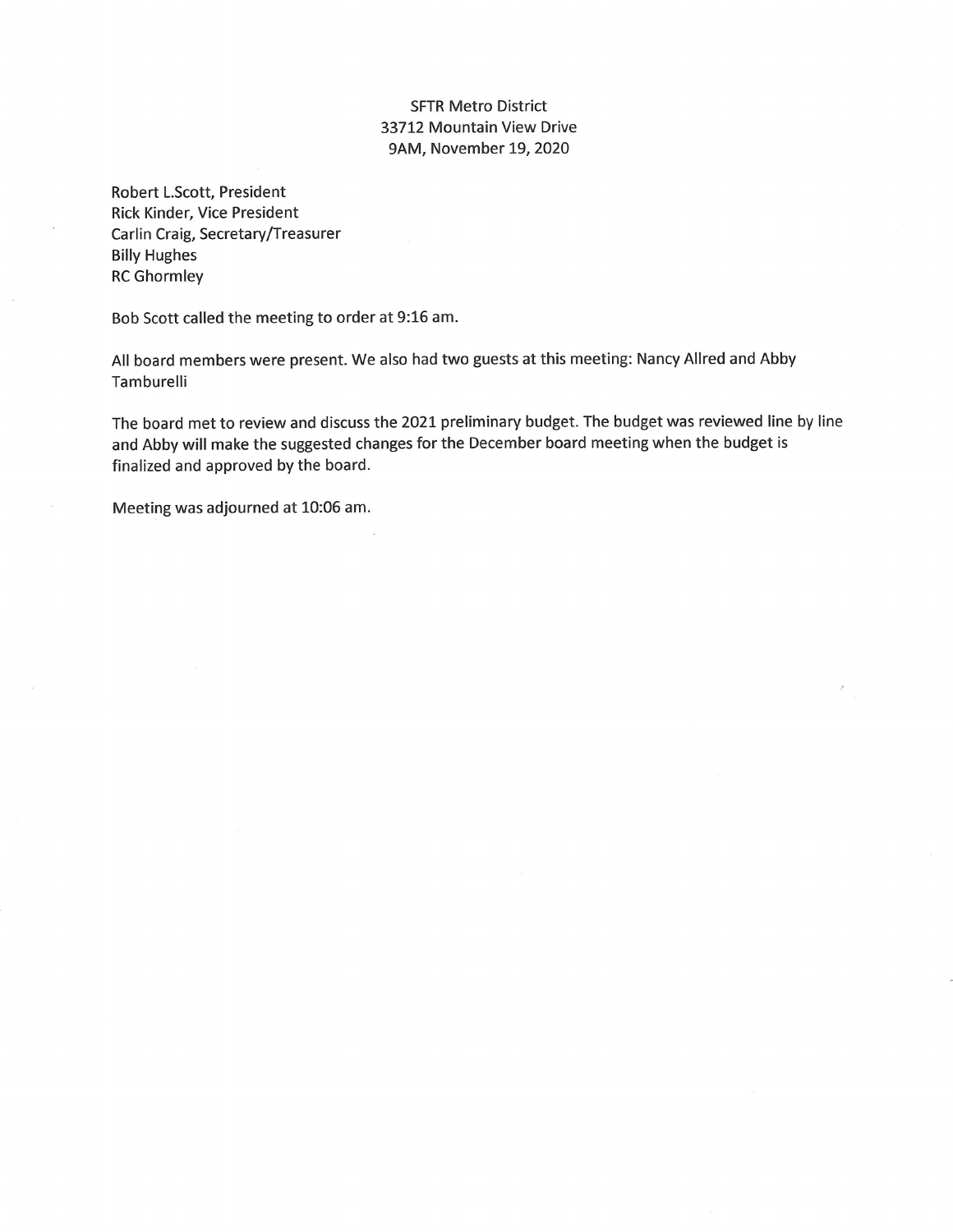SFTR Metro District
33712 Mountain View Drive
9AM, November 19, 2020

Robert L.Scott, President
Rick Kinder, Vice President
Carlin Craig, Secretary/Treasurer
Billy Hughes
RC Ghormley

Bob Scott called the meeting to order at 9:16 am.

All board members were present. We also had two guests at this meeting: Nancy Allred and Abby Tamburelli

The board met to review and discuss the 2021 preliminary budget. The budget was reviewed line by line and Abby will make the suggested changes for the December board meeting when the budget is finalized and approved by the board.

Meeting was adjourned at 10:06 am.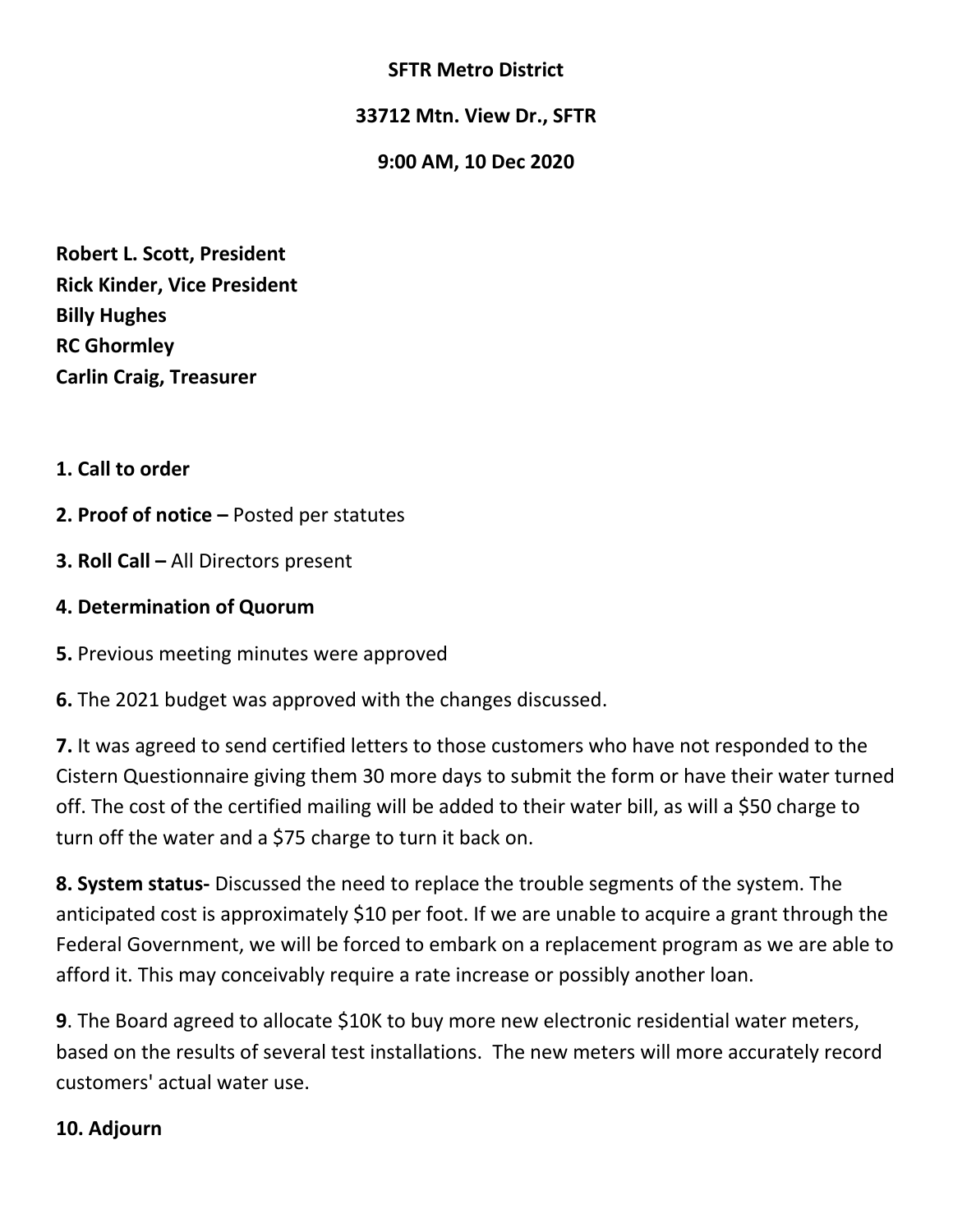**SFTR Metro District**

**33712 Mtn. View Dr., SFTR**

**9:00 AM, 10 Dec 2020**

**Robert L. Scott, President**
**Rick Kinder, Vice President**
**Billy Hughes**
**RC Ghormley**
**Carlin Craig, Treasurer**

**1. Call to order**

**2. Proof of notice –** Posted per statutes

**3. Roll Call –** All Directors present

**4. Determination of Quorum**

**5.** Previous meeting minutes were approved

**6.** The 2021 budget was approved with the changes discussed.

**7.** It was agreed to send certified letters to those customers who have not responded to the Cistern Questionnaire giving them 30 more days to submit the form or have their water turned off. The cost of the certified mailing will be added to their water bill, as will a $50 charge to turn off the water and a $75 charge to turn it back on.

**8. System status-** Discussed the need to replace the trouble segments of the system. The anticipated cost is approximately $10 per foot. If we are unable to acquire a grant through the Federal Government, we will be forced to embark on a replacement program as we are able to afford it. This may conceivably require a rate increase or possibly another loan.

**9**. The Board agreed to allocate $10K to buy more new electronic residential water meters, based on the results of several test installations. The new meters will more accurately record customers' actual water use.

**10. Adjourn**